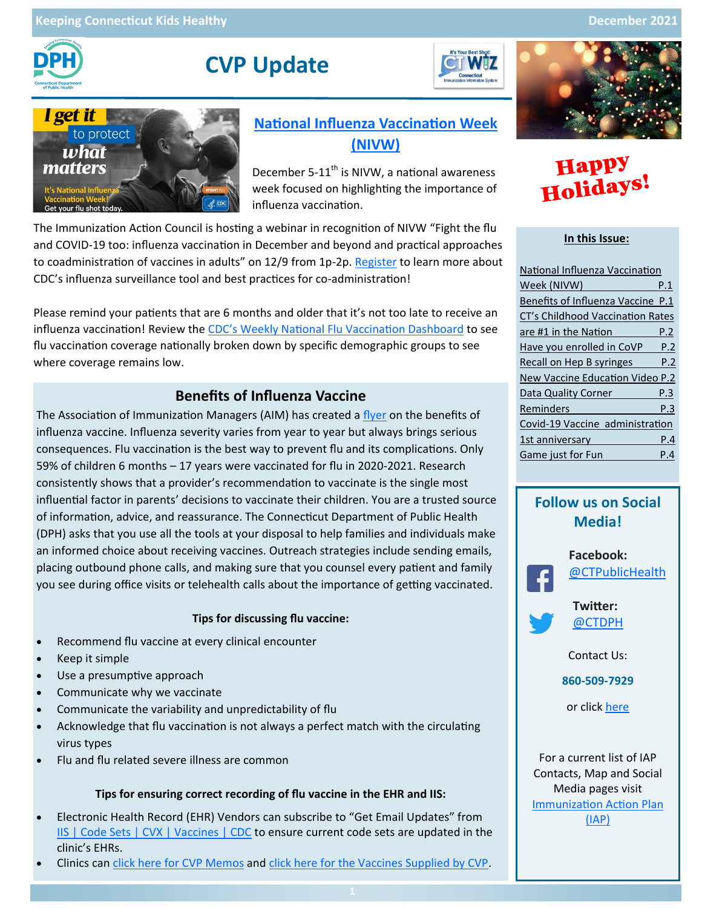# CVP Update

## National Influenza Vaccination Week (NIVW)

December 5-11th is NIVW, a national awareness week focused on highlighting the importance of influenza vaccination.

The Immunization Action Council is hosting a webinar in recognition of NIVW "Fight the flu and COVID-19 too: influenza vaccination in December and beyond and practical approaches to coadministration of vaccines in adults" on 12/9 from 1p-2p. Register to learn more about CDC's influenza surveillance tool and best practices for co-administration!

Please remind your patients that are 6 months and older that it's not too late to receive an influenza vaccination! Review the CDC's Weekly National Flu Vaccination Dashboard to see flu vaccination coverage nationally broken down by specific demographic groups to see where coverage remains low.

## Benefits of Influenza Vaccine

The Association of Immunization Managers (AIM) has created a flyer on the benefits of influenza vaccine. Influenza severity varies from year to year but always brings serious consequences. Flu vaccination is the best way to prevent flu and its complications. Only 59% of children 6 months – 17 years were vaccinated for flu in 2020-2021. Research consistently shows that a provider's recommendation to vaccinate is the single most influential factor in parents' decisions to vaccinate their children. You are a trusted source of information, advice, and reassurance. The Connecticut Department of Public Health (DPH) asks that you use all the tools at your disposal to help families and individuals make an informed choice about receiving vaccines. Outreach strategies include sending emails, placing outbound phone calls, and making sure that you counsel every patient and family you see during office visits or telehealth calls about the importance of getting vaccinated.

**Tips for discussing flu vaccine:**

- Recommend flu vaccine at every clinical encounter
- Keep it simple
- Use a presumptive approach
- Communicate why we vaccinate
- Communicate the variability and unpredictability of flu
- Acknowledge that flu vaccination is not always a perfect match with the circulating virus types
- Flu and flu related severe illness are common

**Tips for ensuring correct recording of flu vaccine in the EHR and IIS:**

- Electronic Health Record (EHR) Vendors can subscribe to "Get Email Updates" from IIS | Code Sets | CVX | Vaccines | CDC to ensure current code sets are updated in the clinic's EHRs.
- Clinics can click here for CVP Memos and click here for the Vaccines Supplied by CVP.

Happy Holidays!

**In this Issue:**

| | |
|---|---|
| National Influenza Vaccination Week (NIVW) | P.1 |
| Benefits of Influenza Vaccine | P.1 |
| CT's Childhood Vaccination Rates are #1 in the Nation | P.2 |
| Have you enrolled in CoVP | P.2 |
| Recall on Hep B syringes | P.2 |
| New Vaccine Education Video | P.2 |
| Data Quality Corner | P.3 |
| Reminders | P.3 |
| Covid-19 Vaccine administration 1st anniversary | P.4 |
| Game just for Fun | P.4 |

**Follow us on Social Media!**

Facebook: @CTPublicHealth

Twitter: @CTDPH

Contact Us:

**860-509-7929**

or click here

For a current list of IAP Contacts, Map and Social Media pages visit Immunization Action Plan (IAP)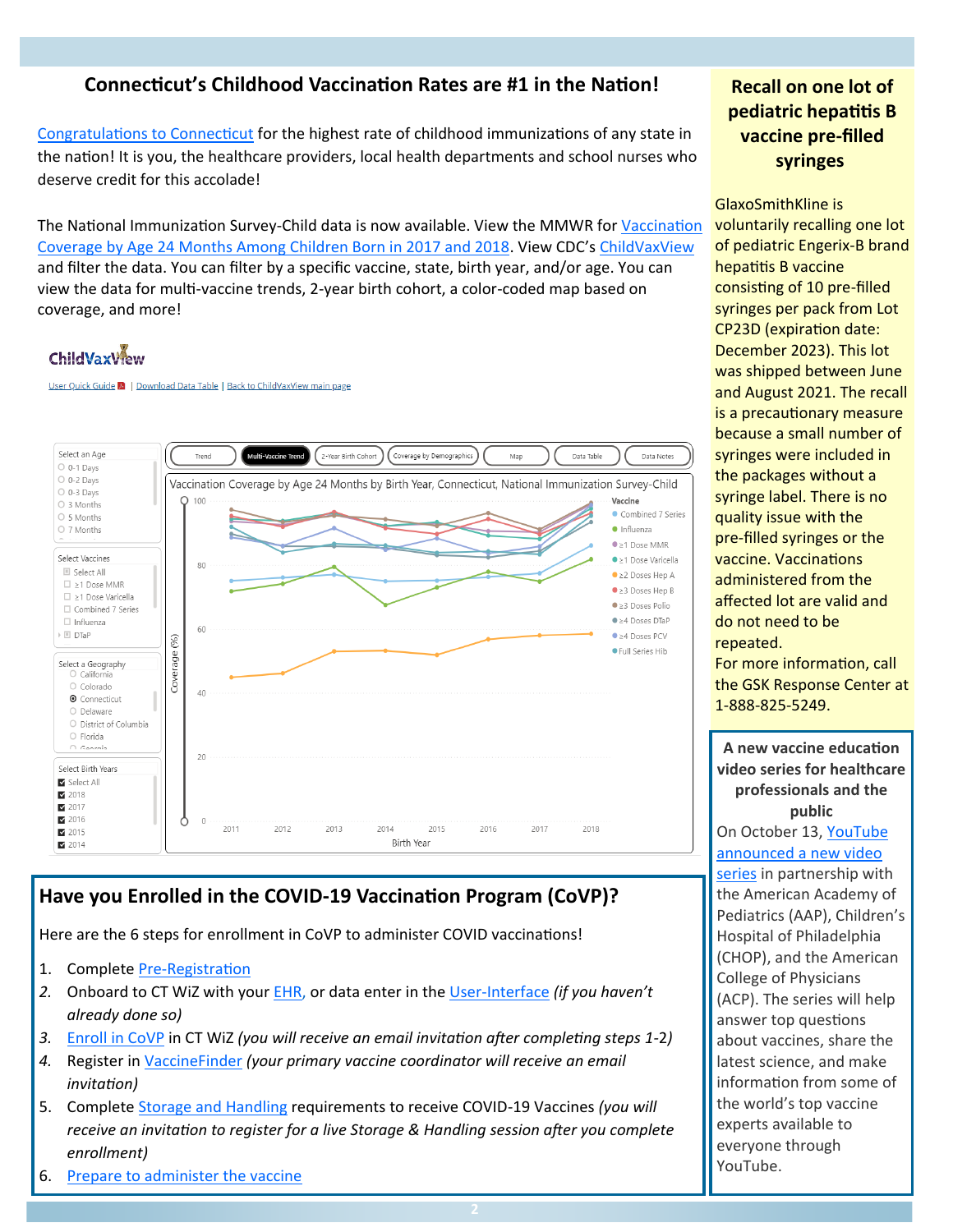## Connecticut's Childhood Vaccination Rates are #1 in the Nation!

Congratulations to Connecticut for the highest rate of childhood immunizations of any state in the nation! It is you, the healthcare providers, local health departments and school nurses who deserve credit for this accolade!

The National Immunization Survey-Child data is now available. View the MMWR for Vaccination Coverage by Age 24 Months Among Children Born in 2017 and 2018. View CDC's ChildVaxView and filter the data. You can filter by a specific vaccine, state, birth year, and/or age. You can view the data for multi-vaccine trends, 2-year birth cohort, a color-coded map based on coverage, and more!

## Have you Enrolled in the COVID-19 Vaccination Program (CoVP)?

Here are the 6 steps for enrollment in CoVP to administer COVID vaccinations!

1. Complete Pre-Registration
2. Onboard to CT WiZ with your EHR, or data enter in the User-Interface *(if you haven't already done so)*
3. Enroll in CoVP in CT WiZ *(you will receive an email invitation after completing steps 1-2)*
4. Register in VaccineFinder *(your primary vaccine coordinator will receive an email invitation)*
5. Complete Storage and Handling requirements to receive COVID-19 Vaccines *(you will receive an invitation to register for a live Storage & Handling session after you complete enrollment)*
6. Prepare to administer the vaccine

## Recall on one lot of pediatric hepatitis B vaccine pre-filled syringes

GlaxoSmithKline is voluntarily recalling one lot of pediatric Engerix-B brand hepatitis B vaccine consisting of 10 pre-filled syringes per pack from Lot CP23D (expiration date: December 2023). This lot was shipped between June and August 2021. The recall is a precautionary measure because a small number of syringes were included in the packages without a syringe label. There is no quality issue with the pre-filled syringes or the vaccine. Vaccinations administered from the affected lot are valid and do not need to be repeated.

For more information, call the GSK Response Center at 1-888-825-5249.

### A new vaccine education video series for healthcare professionals and the public

On October 13, YouTube announced a new video series in partnership with the American Academy of Pediatrics (AAP), Children's Hospital of Philadelphia (CHOP), and the American College of Physicians (ACP). The series will help answer top questions about vaccines, share the latest science, and make information from some of the world's top vaccine experts available to everyone through YouTube.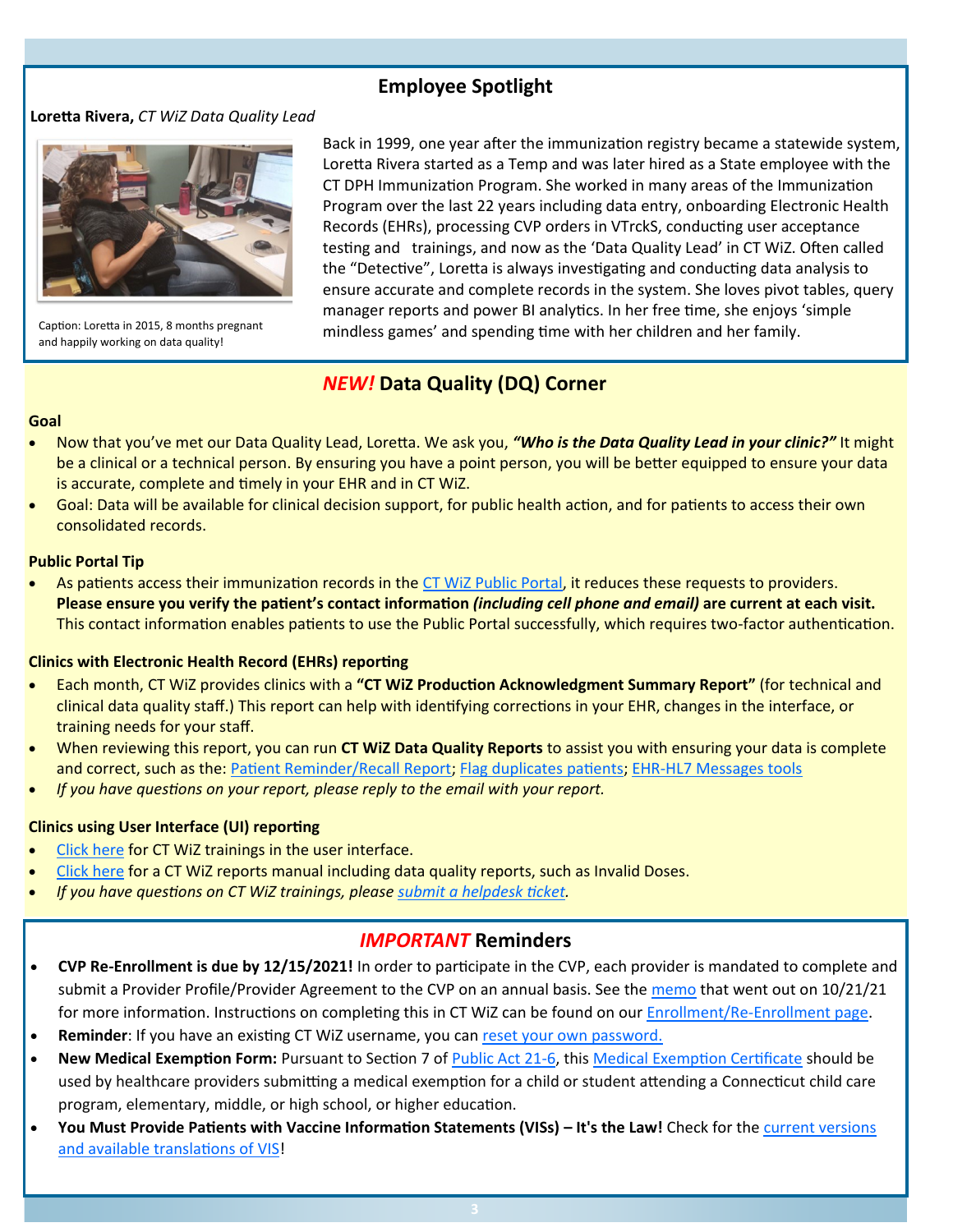## Employee Spotlight

**Loretta Rivera,** *CT WiZ Data Quality Lead*

Caption: Loretta in 2015, 8 months pregnant and happily working on data quality!

Back in 1999, one year after the immunization registry became a statewide system, Loretta Rivera started as a Temp and was later hired as a State employee with the CT DPH Immunization Program. She worked in many areas of the Immunization Program over the last 22 years including data entry, onboarding Electronic Health Records (EHRs), processing CVP orders in VTrckS, conducting user acceptance testing and trainings, and now as the 'Data Quality Lead' in CT WiZ. Often called the "Detective", Loretta is always investigating and conducting data analysis to ensure accurate and complete records in the system. She loves pivot tables, query manager reports and power BI analytics. In her free time, she enjoys 'simple mindless games' and spending time with her children and her family.

## *NEW!* Data Quality (DQ) Corner

**Goal**

- Now that you've met our Data Quality Lead, Loretta. We ask you, ***"Who is the Data Quality Lead in your clinic?"*** It might be a clinical or a technical person. By ensuring you have a point person, you will be better equipped to ensure your data is accurate, complete and timely in your EHR and in CT WiZ.
- Goal: Data will be available for clinical decision support, for public health action, and for patients to access their own consolidated records.

**Public Portal Tip**

- As patients access their immunization records in the CT WiZ Public Portal, it reduces these requests to providers. **Please ensure you verify the patient's contact information *(including cell phone and email)* are current at each visit.** This contact information enables patients to use the Public Portal successfully, which requires two-factor authentication.

**Clinics with Electronic Health Record (EHRs) reporting**

- Each month, CT WiZ provides clinics with a **"CT WiZ Production Acknowledgment Summary Report"** (for technical and clinical data quality staff.) This report can help with identifying corrections in your EHR, changes in the interface, or training needs for your staff.
- When reviewing this report, you can run **CT WiZ Data Quality Reports** to assist you with ensuring your data is complete and correct, such as the: Patient Reminder/Recall Report; Flag duplicates patients; EHR-HL7 Messages tools
- *If you have questions on your report, please reply to the email with your report.*

**Clinics using User Interface (UI) reporting**

- Click here for CT WiZ trainings in the user interface.
- Click here for a CT WiZ reports manual including data quality reports, such as Invalid Doses.
- *If you have questions on CT WiZ trainings, please submit a helpdesk ticket.*

## *IMPORTANT* Reminders

- **CVP Re-Enrollment is due by 12/15/2021!** In order to participate in the CVP, each provider is mandated to complete and submit a Provider Profile/Provider Agreement to the CVP on an annual basis. See the memo that went out on 10/21/21 for more information. Instructions on completing this in CT WiZ can be found on our Enrollment/Re-Enrollment page.
- **Reminder**: If you have an existing CT WiZ username, you can reset your own password.
- **New Medical Exemption Form:** Pursuant to Section 7 of Public Act 21-6, this Medical Exemption Certificate should be used by healthcare providers submitting a medical exemption for a child or student attending a Connecticut child care program, elementary, middle, or high school, or higher education.
- **You Must Provide Patients with Vaccine Information Statements (VISs) – It's the Law!** Check for the current versions and available translations of VIS!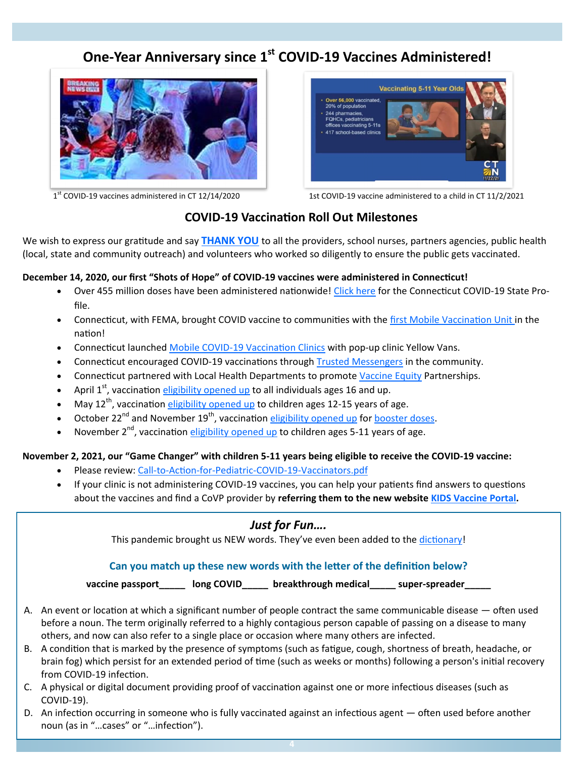# One-Year Anniversary since 1st COVID-19 Vaccines Administered!

1st COVID-19 vaccines administered in CT 12/14/2020

1st COVID-19 vaccine administered to a child in CT 11/2/2021

## COVID-19 Vaccination Roll Out Milestones

We wish to express our gratitude and say **THANK YOU** to all the providers, school nurses, partners agencies, public health (local, state and community outreach) and volunteers who worked so diligently to ensure the public gets vaccinated.

**December 14, 2020, our first "Shots of Hope" of COVID-19 vaccines were administered in Connecticut!**

- Over 455 million doses have been administered nationwide! Click here for the Connecticut COVID-19 State Profile.
- Connecticut, with FEMA, brought COVID vaccine to communities with the first Mobile Vaccination Unit in the nation!
- Connecticut launched Mobile COVID-19 Vaccination Clinics with pop-up clinic Yellow Vans.
- Connecticut encouraged COVID-19 vaccinations through Trusted Messengers in the community.
- Connecticut partnered with Local Health Departments to promote Vaccine Equity Partnerships.
- April 1st, vaccination eligibility opened up to all individuals ages 16 and up.
- May 12th, vaccination eligibility opened up to children ages 12-15 years of age.
- October 22nd and November 19th, vaccination eligibility opened up for booster doses.
- November 2nd, vaccination eligibility opened up to children ages 5-11 years of age.

**November 2, 2021, our "Game Changer" with children 5-11 years being eligible to receive the COVID-19 vaccine:**

- Please review: Call-to-Action-for-Pediatric-COVID-19-Vaccinators.pdf
- If your clinic is not administering COVID-19 vaccines, you can help your patients find answers to questions about the vaccines and find a CoVP provider by **referring them to the new website KIDS Vaccine Portal.**

## *Just for Fun….*

This pandemic brought us NEW words. They've even been added to the dictionary!

### Can you match up these new words with the letter of the definition below?

**vaccine passport_____ long COVID_____ breakthrough medical_____ super-spreader_____**

A. An event or location at which a significant number of people contract the same communicable disease — often used before a noun. The term originally referred to a highly contagious person capable of passing on a disease to many others, and now can also refer to a single place or occasion where many others are infected.

B. A condition that is marked by the presence of symptoms (such as fatigue, cough, shortness of breath, headache, or brain fog) which persist for an extended period of time (such as weeks or months) following a person's initial recovery from COVID-19 infection.

C. A physical or digital document providing proof of vaccination against one or more infectious diseases (such as COVID-19).

D. An infection occurring in someone who is fully vaccinated against an infectious agent — often used before another noun (as in "…cases" or "…infection").